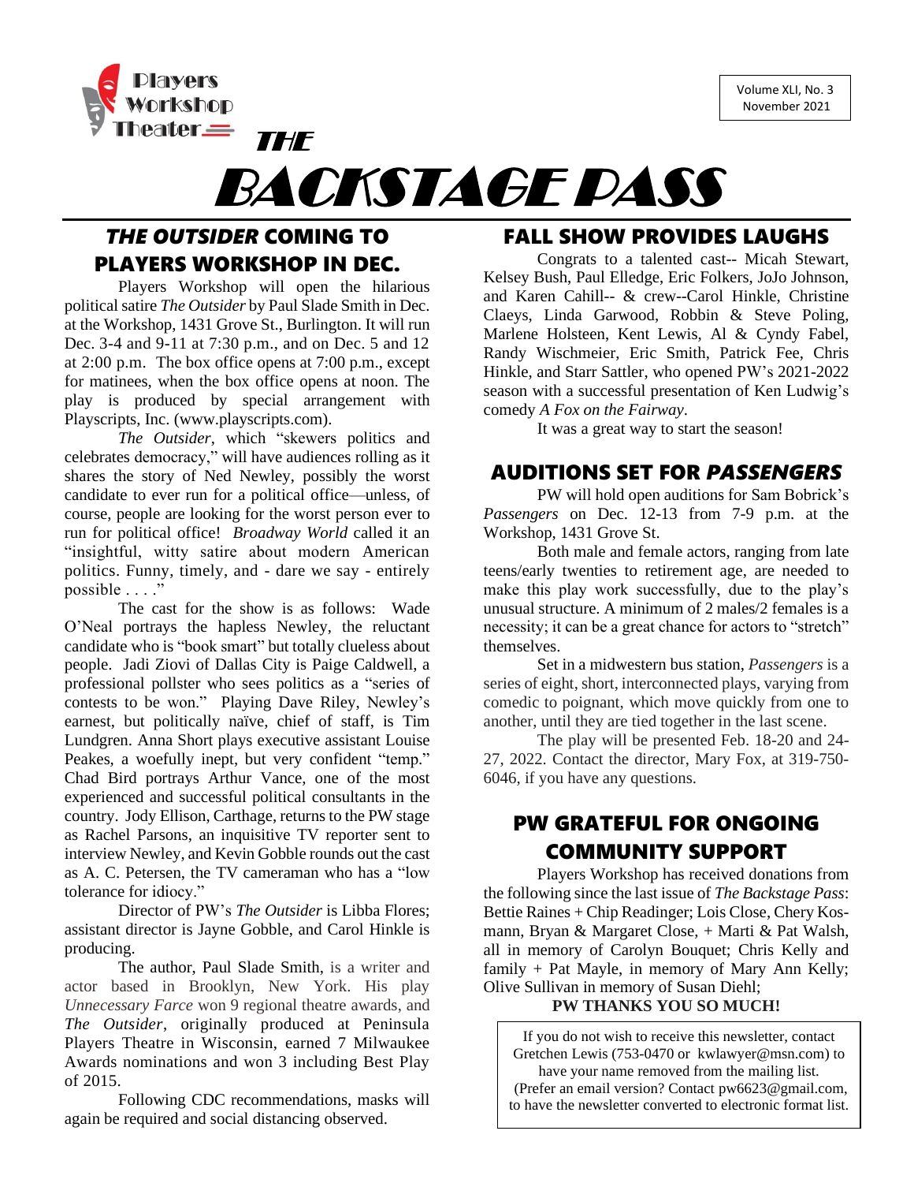Players Workshop Theater

Volume XLI, No. 3
November 2021

# THE BACKSTAGE PASS

## *THE OUTSIDER* COMING TO PLAYERS WORKSHOP IN DEC.

Players Workshop will open the hilarious political satire *The Outsider* by Paul Slade Smith in Dec. at the Workshop, 1431 Grove St., Burlington. It will run Dec. 3-4 and 9-11 at 7:30 p.m., and on Dec. 5 and 12 at 2:00 p.m. The box office opens at 7:00 p.m., except for matinees, when the box office opens at noon. The play is produced by special arrangement with Playscripts, Inc. (www.playscripts.com).

*The Outsider*, which "skewers politics and celebrates democracy," will have audiences rolling as it shares the story of Ned Newley, possibly the worst candidate to ever run for a political office—unless, of course, people are looking for the worst person ever to run for political office! *Broadway World* called it an "insightful, witty satire about modern American politics. Funny, timely, and - dare we say - entirely possible . . . ."

The cast for the show is as follows: Wade O'Neal portrays the hapless Newley, the reluctant candidate who is "book smart" but totally clueless about people. Jadi Ziovi of Dallas City is Paige Caldwell, a professional pollster who sees politics as a "series of contests to be won." Playing Dave Riley, Newley's earnest, but politically naïve, chief of staff, is Tim Lundgren. Anna Short plays executive assistant Louise Peakes, a woefully inept, but very confident "temp." Chad Bird portrays Arthur Vance, one of the most experienced and successful political consultants in the country. Jody Ellison, Carthage, returns to the PW stage as Rachel Parsons, an inquisitive TV reporter sent to interview Newley, and Kevin Gobble rounds out the cast as A. C. Petersen, the TV cameraman who has a "low tolerance for idiocy."

Director of PW's *The Outsider* is Libba Flores; assistant director is Jayne Gobble, and Carol Hinkle is producing.

The author, Paul Slade Smith, is a writer and actor based in Brooklyn, New York. His play *Unnecessary Farce* won 9 regional theatre awards, and *The Outsider*, originally produced at Peninsula Players Theatre in Wisconsin, earned 7 Milwaukee Awards nominations and won 3 including Best Play of 2015.

Following CDC recommendations, masks will again be required and social distancing observed.

## FALL SHOW PROVIDES LAUGHS

Congrats to a talented cast-- Micah Stewart, Kelsey Bush, Paul Elledge, Eric Folkers, JoJo Johnson, and Karen Cahill-- & crew--Carol Hinkle, Christine Claeys, Linda Garwood, Robbin & Steve Poling, Marlene Holsteen, Kent Lewis, Al & Cyndy Fabel, Randy Wischmeier, Eric Smith, Patrick Fee, Chris Hinkle, and Starr Sattler, who opened PW's 2021-2022 season with a successful presentation of Ken Ludwig's comedy *A Fox on the Fairway*.

It was a great way to start the season!

## AUDITIONS SET FOR *PASSENGERS*

PW will hold open auditions for Sam Bobrick's *Passengers* on Dec. 12-13 from 7-9 p.m. at the Workshop, 1431 Grove St.

Both male and female actors, ranging from late teens/early twenties to retirement age, are needed to make this play work successfully, due to the play's unusual structure. A minimum of 2 males/2 females is a necessity; it can be a great chance for actors to "stretch" themselves.

Set in a midwestern bus station, *Passengers* is a series of eight, short, interconnected plays, varying from comedic to poignant, which move quickly from one to another, until they are tied together in the last scene.

The play will be presented Feb. 18-20 and 24-27, 2022. Contact the director, Mary Fox, at 319-750-6046, if you have any questions.

## PW GRATEFUL FOR ONGOING COMMUNITY SUPPORT

Players Workshop has received donations from the following since the last issue of *The Backstage Pass*: Bettie Raines + Chip Readinger; Lois Close, Chery Kosmann, Bryan & Margaret Close, + Marti & Pat Walsh, all in memory of Carolyn Bouquet; Chris Kelly and family + Pat Mayle, in memory of Mary Ann Kelly; Olive Sullivan in memory of Susan Diehl;

**PW THANKS YOU SO MUCH!**

If you do not wish to receive this newsletter, contact Gretchen Lewis (753-0470 or kwlawyer@msn.com) to have your name removed from the mailing list. (Prefer an email version? Contact pw6623@gmail.com, to have the newsletter converted to electronic format list.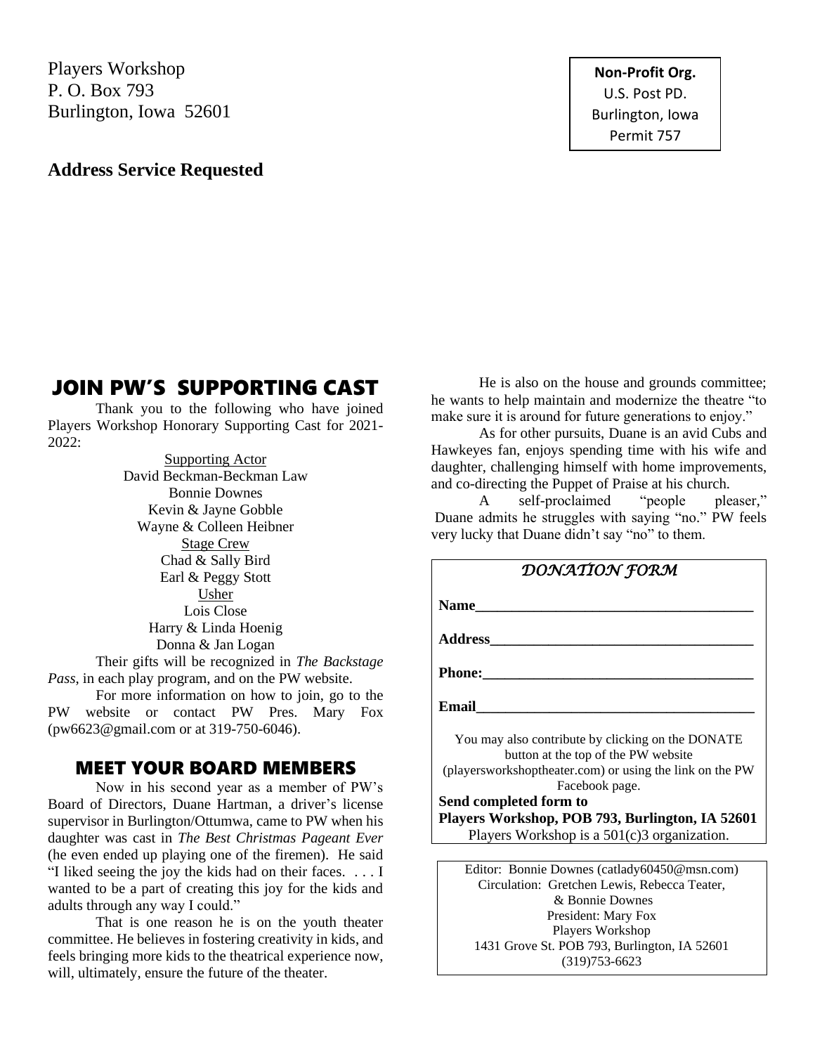Players Workshop
P. O. Box 793
Burlington, Iowa 52601

**Non-Profit Org.**
U.S. Post PD.
Burlington, Iowa
Permit 757

**Address Service Requested**

## JOIN PW'S SUPPORTING CAST

Thank you to the following who have joined Players Workshop Honorary Supporting Cast for 2021-2022:

Supporting Actor
David Beckman-Beckman Law
Bonnie Downes
Kevin & Jayne Gobble
Wayne & Colleen Heibner

Stage Crew
Chad & Sally Bird
Earl & Peggy Stott

Usher
Lois Close
Harry & Linda Hoenig
Donna & Jan Logan

Their gifts will be recognized in *The Backstage Pass*, in each play program, and on the PW website.

For more information on how to join, go to the PW website or contact PW Pres. Mary Fox (pw6623@gmail.com or at 319-750-6046).

## MEET YOUR BOARD MEMBERS

Now in his second year as a member of PW's Board of Directors, Duane Hartman, a driver's license supervisor in Burlington/Ottumwa, came to PW when his daughter was cast in *The Best Christmas Pageant Ever* (he even ended up playing one of the firemen). He said "I liked seeing the joy the kids had on their faces. . . . I wanted to be a part of creating this joy for the kids and adults through any way I could."

That is one reason he is on the youth theater committee. He believes in fostering creativity in kids, and feels bringing more kids to the theatrical experience now, will, ultimately, ensure the future of the theater.

He is also on the house and grounds committee; he wants to help maintain and modernize the theatre "to make sure it is around for future generations to enjoy."

As for other pursuits, Duane is an avid Cubs and Hawkeyes fan, enjoys spending time with his wife and daughter, challenging himself with home improvements, and co-directing the Puppet of Praise at his church.

A self-proclaimed "people pleaser," Duane admits he struggles with saying "no." PW feels very lucky that Duane didn't say "no" to them.

### *DONATION FORM*

**Name**\_\_\_\_\_\_\_\_\_\_\_\_\_\_\_\_\_\_\_\_\_\_\_\_\_\_\_\_\_\_\_\_\_\_\_\_\_\_

**Address**\_\_\_\_\_\_\_\_\_\_\_\_\_\_\_\_\_\_\_\_\_\_\_\_\_\_\_\_\_\_\_\_\_\_\_\_

**Phone:**\_\_\_\_\_\_\_\_\_\_\_\_\_\_\_\_\_\_\_\_\_\_\_\_\_\_\_\_\_\_\_\_\_\_\_\_\_

**Email**\_\_\_\_\_\_\_\_\_\_\_\_\_\_\_\_\_\_\_\_\_\_\_\_\_\_\_\_\_\_\_\_\_\_\_\_\_\_

You may also contribute by clicking on the DONATE button at the top of the PW website (playersworkshoptheater.com) or using the link on the PW Facebook page.

**Send completed form to**
**Players Workshop, POB 793, Burlington, IA 52601**
Players Workshop is a 501(c)3 organization.

Editor: Bonnie Downes (catlady60450@msn.com)
Circulation: Gretchen Lewis, Rebecca Teater, & Bonnie Downes
President: Mary Fox
Players Workshop
1431 Grove St. POB 793, Burlington, IA 52601
(319)753-6623